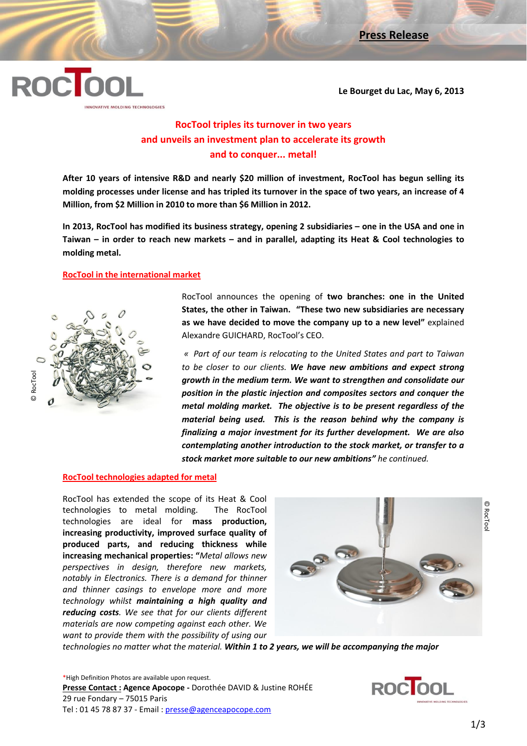**Press Release**

**Le Bourget du Lac, May 6, 2013**

# RocTool triples its turnover in two years and unveils an investment plan to accelerate its growth and to conquer... metal!

**After 10 years of intensive R&D and nearly $20 million of investment, RocTool has begun selling its molding processes under license and has tripled its turnover in the space of two years, an increase of 4 Million, from $2 Million in 2010 to more than $6 Million in 2012.**

**In 2013, RocTool has modified its business strategy, opening 2 subsidiaries – one in the USA and one in Taiwan – in order to reach new markets – and in parallel, adapting its Heat & Cool technologies to molding metal.**

## RocTool in the international market

© RocTool

RocTool announces the opening of **two branches: one in the United States, the other in Taiwan.** **"These two new subsidiaries are necessary as we have decided to move the company up to a new level"** explained Alexandre GUICHARD, RocTool's CEO.

*« Part of our team is relocating to the United States and part to Taiwan to be closer to our clients.* ***We have new ambitions and expect strong growth in the medium term. We want to strengthen and consolidate our position in the plastic injection and composites sectors and conquer the metal molding market. The objective is to be present regardless of the material being used. This is the reason behind why the company is finalizing a major investment for its further development. We are also contemplating another introduction to the stock market, or transfer to a stock market more suitable to our new ambitions"*** *he continued.*

## RocTool technologies adapted for metal

© RocTool

RocTool has extended the scope of its Heat & Cool technologies to metal molding. The RocTool technologies are ideal for **mass production, increasing productivity, improved surface quality of produced parts, and reducing thickness while increasing mechanical properties: "***Metal allows new perspectives in design, therefore new markets, notably in Electronics. There is a demand for thinner and thinner casings to envelope more and more technology whilst* ***maintaining a high quality and reducing costs****. We see that for our clients different materials are now competing against each other. We want to provide them with the possibility of using our technologies no matter what the material.* ***Within 1 to 2 years, we will be accompanying the major***

*High Definition Photos are available upon request.
**Presse Contact : Agence Apocope -** Dorothée DAVID & Justine ROHÉE
29 rue Fondary – 75015 Paris
Tel : 01 45 78 87 37 - Email : presse@agenceapocope.com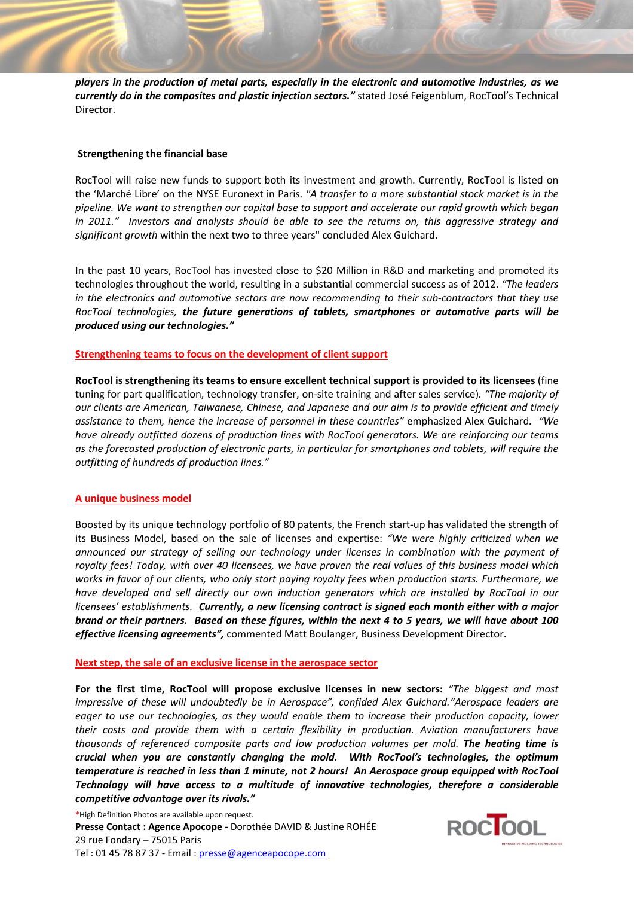***players in the production of metal parts, especially in the electronic and automotive industries, as we currently do in the composites and plastic injection sectors."*** stated José Feigenblum, RocTool's Technical Director.

**Strengthening the financial base**

RocTool will raise new funds to support both its investment and growth. Currently, RocTool is listed on the 'Marché Libre' on the NYSE Euronext in Paris. *"A transfer to a more substantial stock market is in the pipeline. We want to strengthen our capital base to support and accelerate our rapid growth which began in 2011." Investors and analysts should be able to see the returns on, this aggressive strategy and significant growth* within the next two to three years" concluded Alex Guichard.

In the past 10 years, RocTool has invested close to $20 Million in R&D and marketing and promoted its technologies throughout the world, resulting in a substantial commercial success as of 2012. *"The leaders in the electronics and automotive sectors are now recommending to their sub-contractors that they use RocTool technologies,* ***the future generations of tablets, smartphones or automotive parts will be produced using our technologies."***

**Strengthening teams to focus on the development of client support**

**RocTool is strengthening its teams to ensure excellent technical support is provided to its licensees** (fine tuning for part qualification, technology transfer, on-site training and after sales service). *"The majority of our clients are American, Taiwanese, Chinese, and Japanese and our aim is to provide efficient and timely assistance to them, hence the increase of personnel in these countries"* emphasized Alex Guichard. *"We have already outfitted dozens of production lines with RocTool generators. We are reinforcing our teams as the forecasted production of electronic parts, in particular for smartphones and tablets, will require the outfitting of hundreds of production lines."*

**A unique business model**

Boosted by its unique technology portfolio of 80 patents, the French start-up has validated the strength of its Business Model, based on the sale of licenses and expertise: *"We were highly criticized when we announced our strategy of selling our technology under licenses in combination with the payment of royalty fees! Today, with over 40 licensees, we have proven the real values of this business model which works in favor of our clients, who only start paying royalty fees when production starts. Furthermore, we have developed and sell directly our own induction generators which are installed by RocTool in our licensees' establishments.* ***Currently, a new licensing contract is signed each month either with a major brand or their partners. Based on these figures, within the next 4 to 5 years, we will have about 100 effective licensing agreements",*** commented Matt Boulanger, Business Development Director.

**Next step, the sale of an exclusive license in the aerospace sector**

**For the first time, RocTool will propose exclusive licenses in new sectors:** *"The biggest and most impressive of these will undoubtedly be in Aerospace", confided Alex Guichard."Aerospace leaders are eager to use our technologies, as they would enable them to increase their production capacity, lower their costs and provide them with a certain flexibility in production. Aviation manufacturers have thousands of referenced composite parts and low production volumes per mold.* ***The heating time is crucial when you are constantly changing the mold. With RocTool's technologies, the optimum temperature is reached in less than 1 minute, not 2 hours! An Aerospace group equipped with RocTool Technology will have access to a multitude of innovative technologies, therefore a considerable competitive advantage over its rivals."***

*High Definition Photos are available upon request.

**Presse Contact : Agence Apocope -** Dorothée DAVID & Justine ROHÉE
29 rue Fondary – 75015 Paris
Tel : 01 45 78 87 37 - Email : presse@agenceapocope.com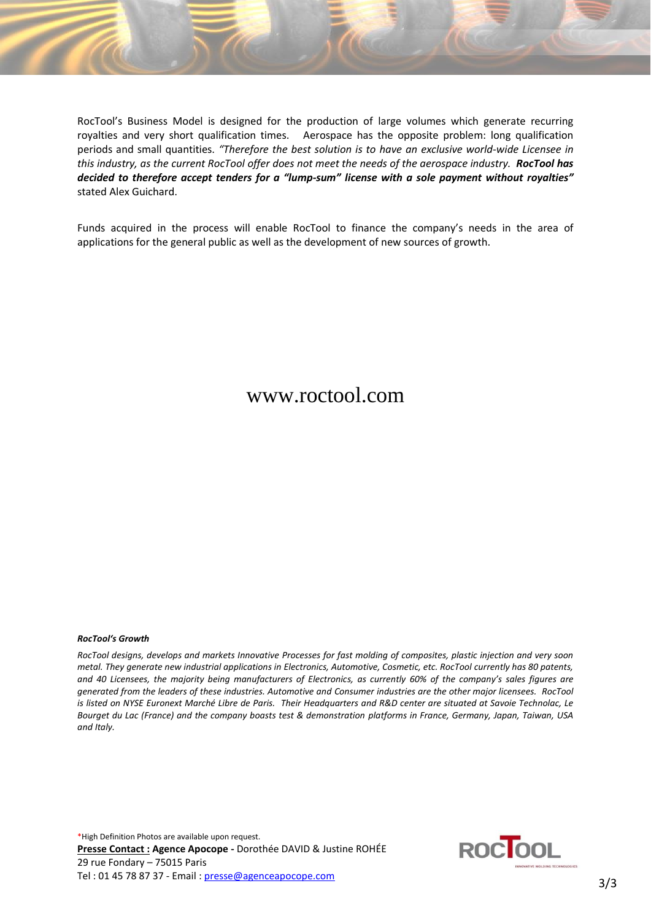RocTool's Business Model is designed for the production of large volumes which generate recurring royalties and very short qualification times. Aerospace has the opposite problem: long qualification periods and small quantities. *"Therefore the best solution is to have an exclusive world-wide Licensee in this industry, as the current RocTool offer does not meet the needs of the aerospace industry.* ***RocTool has decided to therefore accept tenders for a "lump-sum" license with a sole payment without royalties"*** stated Alex Guichard.

Funds acquired in the process will enable RocTool to finance the company's needs in the area of applications for the general public as well as the development of new sources of growth.

www.roctool.com

***RocTool's Growth***

*RocTool designs, develops and markets Innovative Processes for fast molding of composites, plastic injection and very soon metal. They generate new industrial applications in Electronics, Automotive, Cosmetic, etc. RocTool currently has 80 patents, and 40 Licensees, the majority being manufacturers of Electronics, as currently 60% of the company's sales figures are generated from the leaders of these industries. Automotive and Consumer industries are the other major licensees. RocTool is listed on NYSE Euronext Marché Libre de Paris. Their Headquarters and R&D center are situated at Savoie Technolac, Le Bourget du Lac (France) and the company boasts test & demonstration platforms in France, Germany, Japan, Taiwan, USA and Italy.*

*High Definition Photos are available upon request.

**Presse Contact : Agence Apocope -** Dorothée DAVID & Justine ROHÉE
29 rue Fondary – 75015 Paris
Tel : 01 45 78 87 37 - Email : presse@agenceapocope.com

ROCTOOL
INNOVATIVE MOLDING TECHNOLOGIES